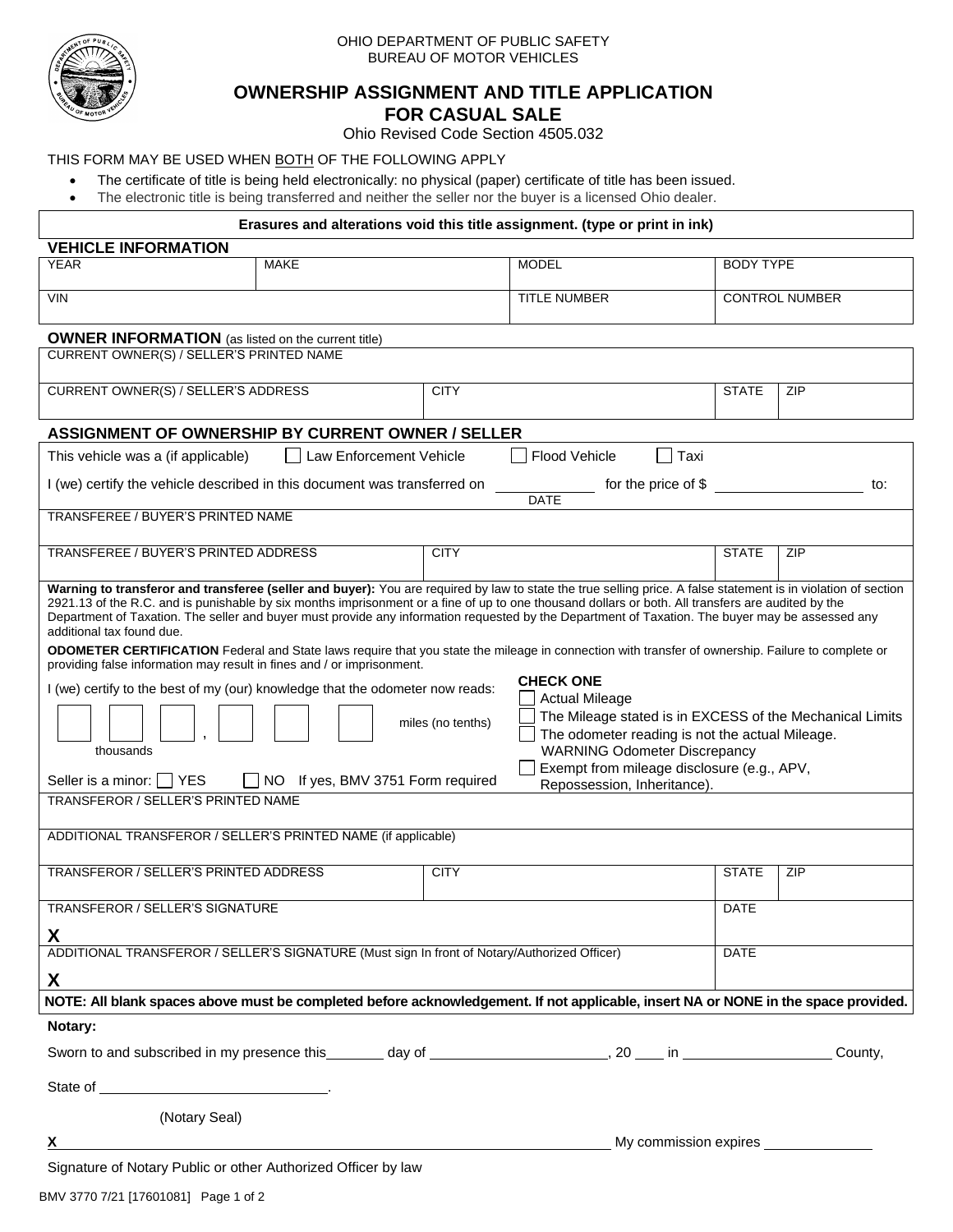OHIO DEPARTMENT OF PUBLIC SAFETY
BUREAU OF MOTOR VEHICLES

# OWNERSHIP ASSIGNMENT AND TITLE APPLICATION FOR CASUAL SALE

Ohio Revised Code Section 4505.032

THIS FORM MAY BE USED WHEN BOTH OF THE FOLLOWING APPLY

- The certificate of title is being held electronically: no physical (paper) certificate of title has been issued.
- The electronic title is being transferred and neither the seller nor the buyer is a licensed Ohio dealer.

**Erasures and alterations void this title assignment. (type or print in ink)**

## VEHICLE INFORMATION

| YEAR | MAKE | MODEL | BODY TYPE |
|---|---|---|---|
| | | | |

| VIN | TITLE NUMBER | CONTROL NUMBER |
|---|---|---|
| | | |

## OWNER INFORMATION (as listed on the current title)

| CURRENT OWNER(S) / SELLER'S PRINTED NAME | | | |
|---|---|---|---|
| | | | |
| **CURRENT OWNER(S) / SELLER'S ADDRESS** | **CITY** | **STATE** | **ZIP** |
| | | | |

## ASSIGNMENT OF OWNERSHIP BY CURRENT OWNER / SELLER

This vehicle was a (if applicable) ☐ Law Enforcement Vehicle ☐ Flood Vehicle ☐ Taxi

I (we) certify the vehicle described in this document was transferred on ____________ (DATE) for the price of $ ________________ to:

| TRANSFEREE / BUYER'S PRINTED NAME | | | |
|---|---|---|---|
| | | | |
| **TRANSFEREE / BUYER'S PRINTED ADDRESS** | **CITY** | **STATE** | **ZIP** |
| | | | |

**Warning to transferor and transferee (seller and buyer):** You are required by law to state the true selling price. A false statement is in violation of section 2921.13 of the R.C. and is punishable by six months imprisonment or a fine of up to one thousand dollars or both. All transfers are audited by the Department of Taxation. The seller and buyer must provide any information requested by the Department of Taxation. The buyer may be assessed any additional tax found due.

**ODOMETER CERTIFICATION** Federal and State laws require that you state the mileage in connection with transfer of ownership. Failure to complete or providing false information may result in fines and / or imprisonment.

I (we) certify to the best of my (our) knowledge that the odometer now reads:

☐☐☐ , ☐☐☐ miles (no tenths)
thousands

**CHECK ONE**
- ☐ Actual Mileage
- ☐ The Mileage stated is in EXCESS of the Mechanical Limits
- ☐ The odometer reading is not the actual Mileage. WARNING Odometer Discrepancy
- ☐ Exempt from mileage disclosure (e.g., APV, Repossession, Inheritance).

Seller is a minor: ☐ YES ☐ NO If yes, BMV 3751 Form required

| TRANSFEROR / SELLER'S PRINTED NAME | | | |
|---|---|---|---|
| | | | |
| **ADDITIONAL TRANSFEROR / SELLER'S PRINTED NAME (if applicable)** | | | |
| | | | |
| **TRANSFEROR / SELLER'S PRINTED ADDRESS** | **CITY** | **STATE** | **ZIP** |
| | | | |

| TRANSFEROR / SELLER'S SIGNATURE | DATE |
|---|---|
| X | |
| **ADDITIONAL TRANSFEROR / SELLER'S SIGNATURE (Must sign In front of Notary/Authorized Officer)** | **DATE** |
| X | |

**NOTE: All blank spaces above must be completed before acknowledgement. If not applicable, insert NA or NONE in the space provided.**

**Notary:**

Sworn to and subscribed in my presence this_______ day of ______________________, 20 ____ in __________________ County,

State of ____________________________.

(Notary Seal)

X ______________________________________________ My commission expires ______________

Signature of Notary Public or other Authorized Officer by law

BMV 3770 7/21 [17601081]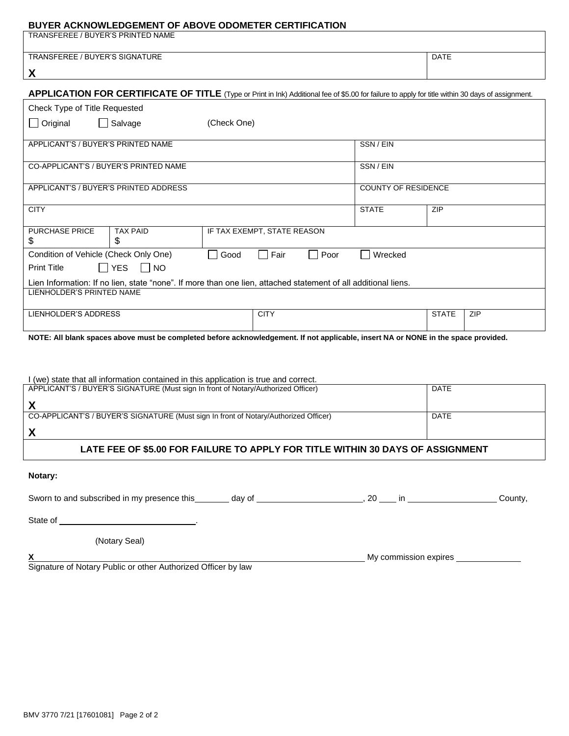## BUYER ACKNOWLEDGEMENT OF ABOVE ODOMETER CERTIFICATION

| | |
|---|---|
| TRANSFEREE / BUYER'S PRINTED NAME | |
| TRANSFEREE / BUYER'S SIGNATURE<br>**X** | DATE |

## APPLICATION FOR CERTIFICATE OF TITLE (Type or Print in Ink) Additional fee of $5.00 for failure to apply for title within 30 days of assignment.

Check Type of Title Requested

☐ Original ☐ Salvage (Check One)

| | | | | |
|---|---|---|---|---|
| APPLICANT'S / BUYER'S PRINTED NAME | | | SSN / EIN | |
| CO-APPLICANT'S / BUYER'S PRINTED NAME | | | SSN / EIN | |
| APPLICANT'S / BUYER'S PRINTED ADDRESS | | | COUNTY OF RESIDENCE | |
| CITY | | | STATE | ZIP |
| PURCHASE PRICE<br>$ | TAX PAID<br>$ | IF TAX EXEMPT, STATE REASON | | |

Condition of Vehicle (Check Only One) ☐ Good ☐ Fair ☐ Poor ☐ Wrecked

Print Title ☐ YES ☐ NO

Lien Information: If no lien, state "none". If more than one lien, attached statement of all additional liens.

| | | | |
|---|---|---|---|
| LIENHOLDER'S PRINTED NAME | | | |
| LIENHOLDER'S ADDRESS | CITY | STATE | ZIP |

**NOTE: All blank spaces above must be completed before acknowledgement. If not applicable, insert NA or NONE in the space provided.**

I (we) state that all information contained in this application is true and correct.

| | |
|---|---|
| APPLICANT'S / BUYER'S SIGNATURE (Must sign In front of Notary/Authorized Officer)<br>**X** | DATE |
| CO-APPLICANT'S / BUYER'S SIGNATURE (Must sign In front of Notary/Authorized Officer)<br>**X** | DATE |

**LATE FEE OF $5.00 FOR FAILURE TO APPLY FOR TITLE WITHIN 30 DAYS OF ASSIGNMENT**

**Notary:**

Sworn to and subscribed in my presence this_______ day of ______________________, 20 ____ in __________________ County,

State of ____________________________.

(Notary Seal)

**X**_____________________________________________________________ My commission expires _____________

Signature of Notary Public or other Authorized Officer by law

BMV 3770 7/21 [17601081]